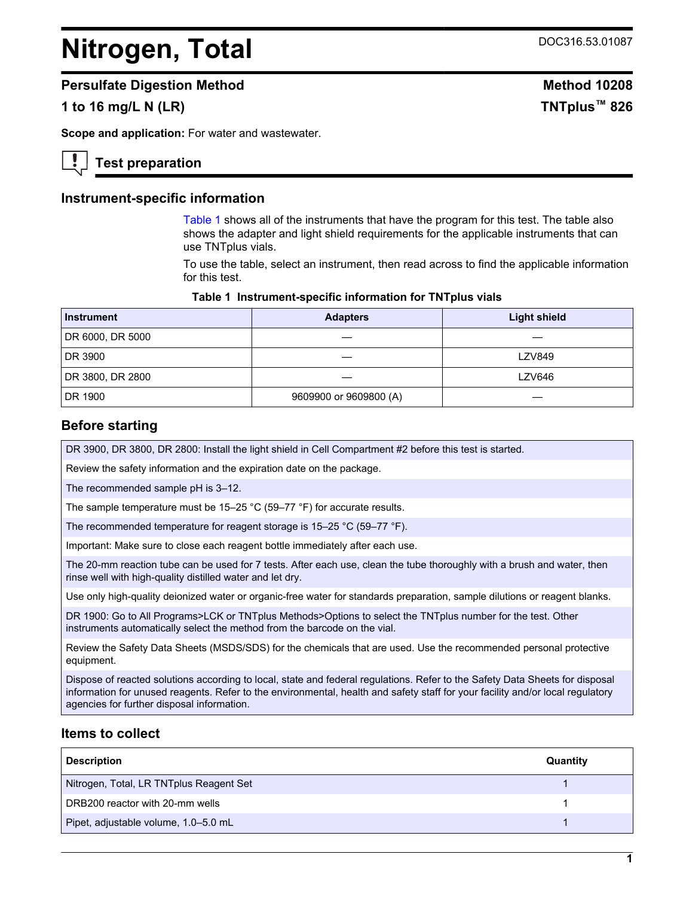# Nitrogen, Total

DOC316.53.01087

## Persulfate Digestion Method

**Method 10208**

**1 to 16 mg/L N (LR)**

**TNTplus™ 826**

**Scope and application:** For water and wastewater.

## Test preparation

### Instrument-specific information

Table 1 shows all of the instruments that have the program for this test. The table also shows the adapter and light shield requirements for the applicable instruments that can use TNTplus vials.

To use the table, select an instrument, then read across to find the applicable information for this test.

**Table 1 Instrument-specific information for TNTplus vials**

| Instrument | Adapters | Light shield |
|---|---|---|
| DR 6000, DR 5000 | — | — |
| DR 3900 | — | LZV849 |
| DR 3800, DR 2800 | — | LZV646 |
| DR 1900 | 9609900 or 9609800 (A) | — |

### Before starting

DR 3900, DR 3800, DR 2800: Install the light shield in Cell Compartment #2 before this test is started.

Review the safety information and the expiration date on the package.

The recommended sample pH is 3–12.

The sample temperature must be 15–25 °C (59–77 °F) for accurate results.

The recommended temperature for reagent storage is 15–25 °C (59–77 °F).

Important: Make sure to close each reagent bottle immediately after each use.

The 20-mm reaction tube can be used for 7 tests. After each use, clean the tube thoroughly with a brush and water, then rinse well with high-quality distilled water and let dry.

Use only high-quality deionized water or organic-free water for standards preparation, sample dilutions or reagent blanks.

DR 1900: Go to All Programs>LCK or TNTplus Methods>Options to select the TNTplus number for the test. Other instruments automatically select the method from the barcode on the vial.

Review the Safety Data Sheets (MSDS/SDS) for the chemicals that are used. Use the recommended personal protective equipment.

Dispose of reacted solutions according to local, state and federal regulations. Refer to the Safety Data Sheets for disposal information for unused reagents. Refer to the environmental, health and safety staff for your facility and/or local regulatory agencies for further disposal information.

### Items to collect

| Description | Quantity |
|---|---|
| Nitrogen, Total, LR TNTplus Reagent Set | 1 |
| DRB200 reactor with 20-mm wells | 1 |
| Pipet, adjustable volume, 1.0–5.0 mL | 1 |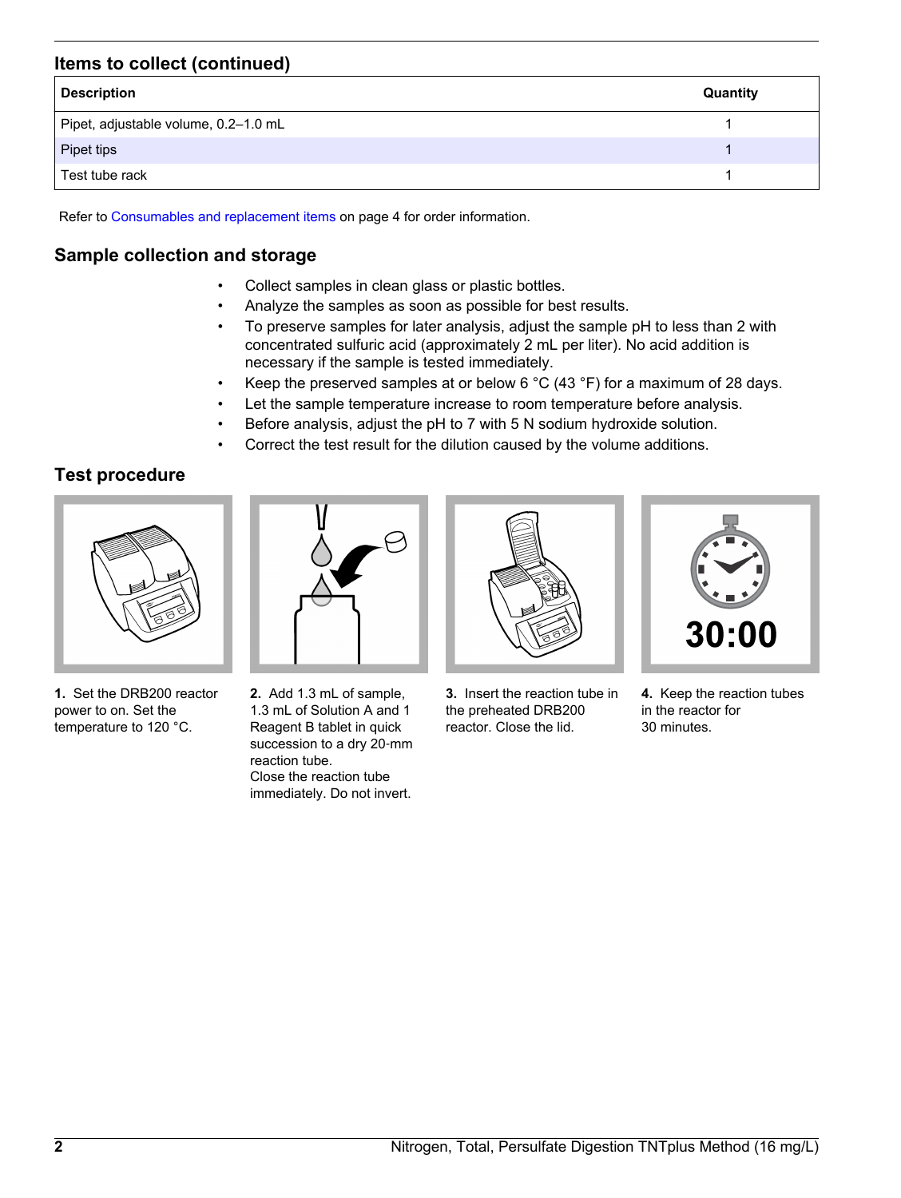## Items to collect (continued)

| Description | Quantity |
|---|---|
| Pipet, adjustable volume, 0.2–1.0 mL | 1 |
| Pipet tips | 1 |
| Test tube rack | 1 |

Refer to Consumables and replacement items on page 4 for order information.

## Sample collection and storage

- Collect samples in clean glass or plastic bottles.
- Analyze the samples as soon as possible for best results.
- To preserve samples for later analysis, adjust the sample pH to less than 2 with concentrated sulfuric acid (approximately 2 mL per liter). No acid addition is necessary if the sample is tested immediately.
- Keep the preserved samples at or below 6 °C (43 °F) for a maximum of 28 days.
- Let the sample temperature increase to room temperature before analysis.
- Before analysis, adjust the pH to 7 with 5 N sodium hydroxide solution.
- Correct the test result for the dilution caused by the volume additions.

## Test procedure

**1.** Set the DRB200 reactor power to on. Set the temperature to 120 °C.

**2.** Add 1.3 mL of sample, 1.3 mL of Solution A and 1 Reagent B tablet in quick succession to a dry 20-mm reaction tube.
Close the reaction tube immediately. Do not invert.

**3.** Insert the reaction tube in the preheated DRB200 reactor. Close the lid.

**4.** Keep the reaction tubes in the reactor for 30 minutes.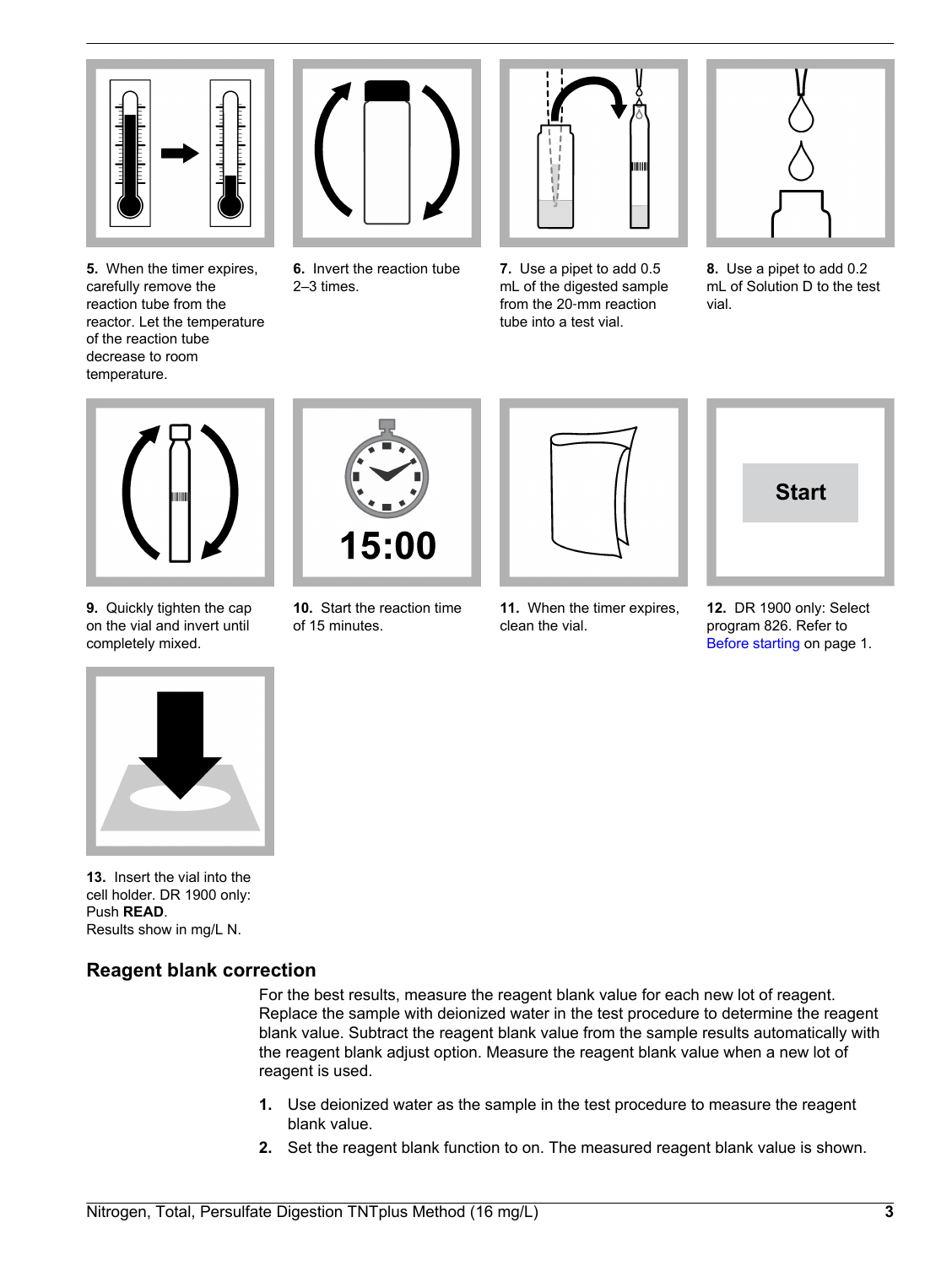**5.** When the timer expires, carefully remove the reaction tube from the reactor. Let the temperature of the reaction tube decrease to room temperature.

**6.** Invert the reaction tube 2–3 times.

**7.** Use a pipet to add 0.5 mL of the digested sample from the 20-mm reaction tube into a test vial.

**8.** Use a pipet to add 0.2 mL of Solution D to the test vial.

**9.** Quickly tighten the cap on the vial and invert until completely mixed.

**10.** Start the reaction time of 15 minutes.

15:00

**11.** When the timer expires, clean the vial.

**12.** DR 1900 only: Select program 826. Refer to Before starting on page 1.

Start

**13.** Insert the vial into the cell holder. DR 1900 only: Push **READ**.
Results show in mg/L N.

## Reagent blank correction

For the best results, measure the reagent blank value for each new lot of reagent. Replace the sample with deionized water in the test procedure to determine the reagent blank value. Subtract the reagent blank value from the sample results automatically with the reagent blank adjust option. Measure the reagent blank value when a new lot of reagent is used.

1. Use deionized water as the sample in the test procedure to measure the reagent blank value.
2. Set the reagent blank function to on. The measured reagent blank value is shown.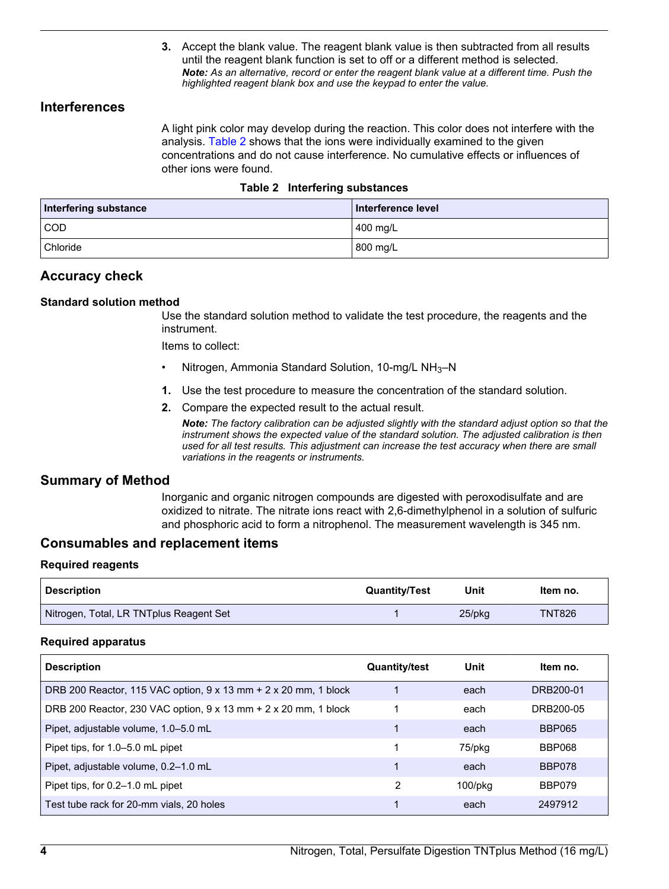3. Accept the blank value. The reagent blank value is then subtracted from all results until the reagent blank function is set to off or a different method is selected.
   ***Note:*** *As an alternative, record or enter the reagent blank value at a different time. Push the highlighted reagent blank box and use the keypad to enter the value.*

## Interferences

A light pink color may develop during the reaction. This color does not interfere with the analysis. Table 2 shows that the ions were individually examined to the given concentrations and do not cause interference. No cumulative effects or influences of other ions were found.

**Table 2 Interfering substances**

| Interfering substance | Interference level |
|---|---|
| COD | 400 mg/L |
| Chloride | 800 mg/L |

## Accuracy check

### Standard solution method

Use the standard solution method to validate the test procedure, the reagents and the instrument.

Items to collect:

- Nitrogen, Ammonia Standard Solution, 10-mg/L $NH_3$–N

1. Use the test procedure to measure the concentration of the standard solution.
2. Compare the expected result to the actual result.
   ***Note:*** *The factory calibration can be adjusted slightly with the standard adjust option so that the instrument shows the expected value of the standard solution. The adjusted calibration is then used for all test results. This adjustment can increase the test accuracy when there are small variations in the reagents or instruments.*

## Summary of Method

Inorganic and organic nitrogen compounds are digested with peroxodisulfate and are oxidized to nitrate. The nitrate ions react with 2,6-dimethylphenol in a solution of sulfuric and phosphoric acid to form a nitrophenol. The measurement wavelength is 345 nm.

## Consumables and replacement items

### Required reagents

| Description | Quantity/Test | Unit | Item no. |
|---|---|---|---|
| Nitrogen, Total, LR TNTplus Reagent Set | 1 | 25/pkg | TNT826 |

### Required apparatus

| Description | Quantity/test | Unit | Item no. |
|---|---|---|---|
| DRB 200 Reactor, 115 VAC option, 9 x 13 mm + 2 x 20 mm, 1 block | 1 | each | DRB200-01 |
| DRB 200 Reactor, 230 VAC option, 9 x 13 mm + 2 x 20 mm, 1 block | 1 | each | DRB200-05 |
| Pipet, adjustable volume, 1.0–5.0 mL | 1 | each | BBP065 |
| Pipet tips, for 1.0–5.0 mL pipet | 1 | 75/pkg | BBP068 |
| Pipet, adjustable volume, 0.2–1.0 mL | 1 | each | BBP078 |
| Pipet tips, for 0.2–1.0 mL pipet | 2 | 100/pkg | BBP079 |
| Test tube rack for 20-mm vials, 20 holes | 1 | each | 2497912 |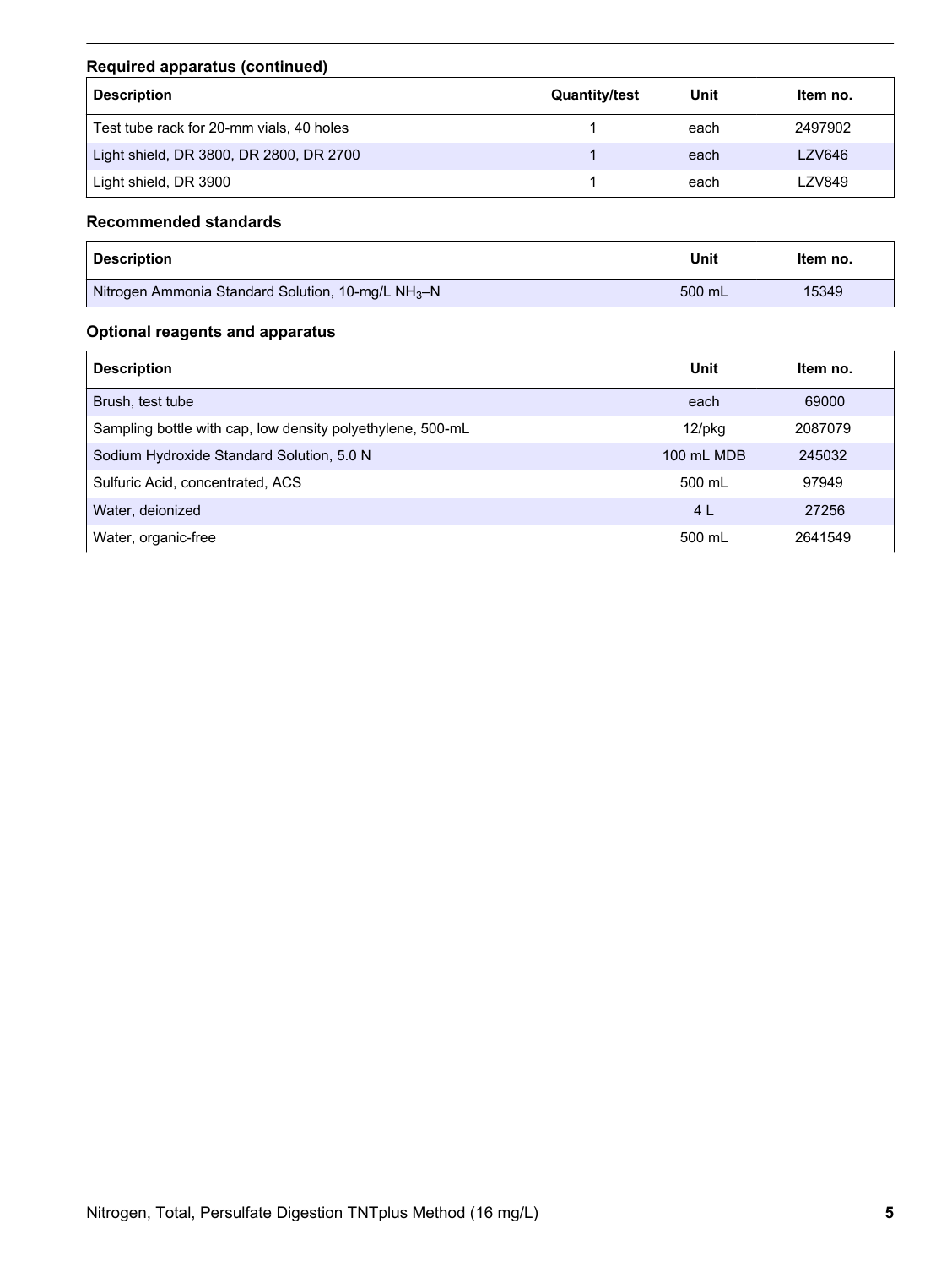### Required apparatus (continued)

| Description | Quantity/test | Unit | Item no. |
|---|---|---|---|
| Test tube rack for 20-mm vials, 40 holes | 1 | each | 2497902 |
| Light shield, DR 3800, DR 2800, DR 2700 | 1 | each | LZV646 |
| Light shield, DR 3900 | 1 | each | LZV849 |

### Recommended standards

| Description | Unit | Item no. |
|---|---|---|
| Nitrogen Ammonia Standard Solution, 10-mg/L $NH_3$–N | 500 mL | 15349 |

### Optional reagents and apparatus

| Description | Unit | Item no. |
|---|---|---|
| Brush, test tube | each | 69000 |
| Sampling bottle with cap, low density polyethylene, 500-mL | 12/pkg | 2087079 |
| Sodium Hydroxide Standard Solution, 5.0 N | 100 mL MDB | 245032 |
| Sulfuric Acid, concentrated, ACS | 500 mL | 97949 |
| Water, deionized | 4 L | 27256 |
| Water, organic-free | 500 mL | 2641549 |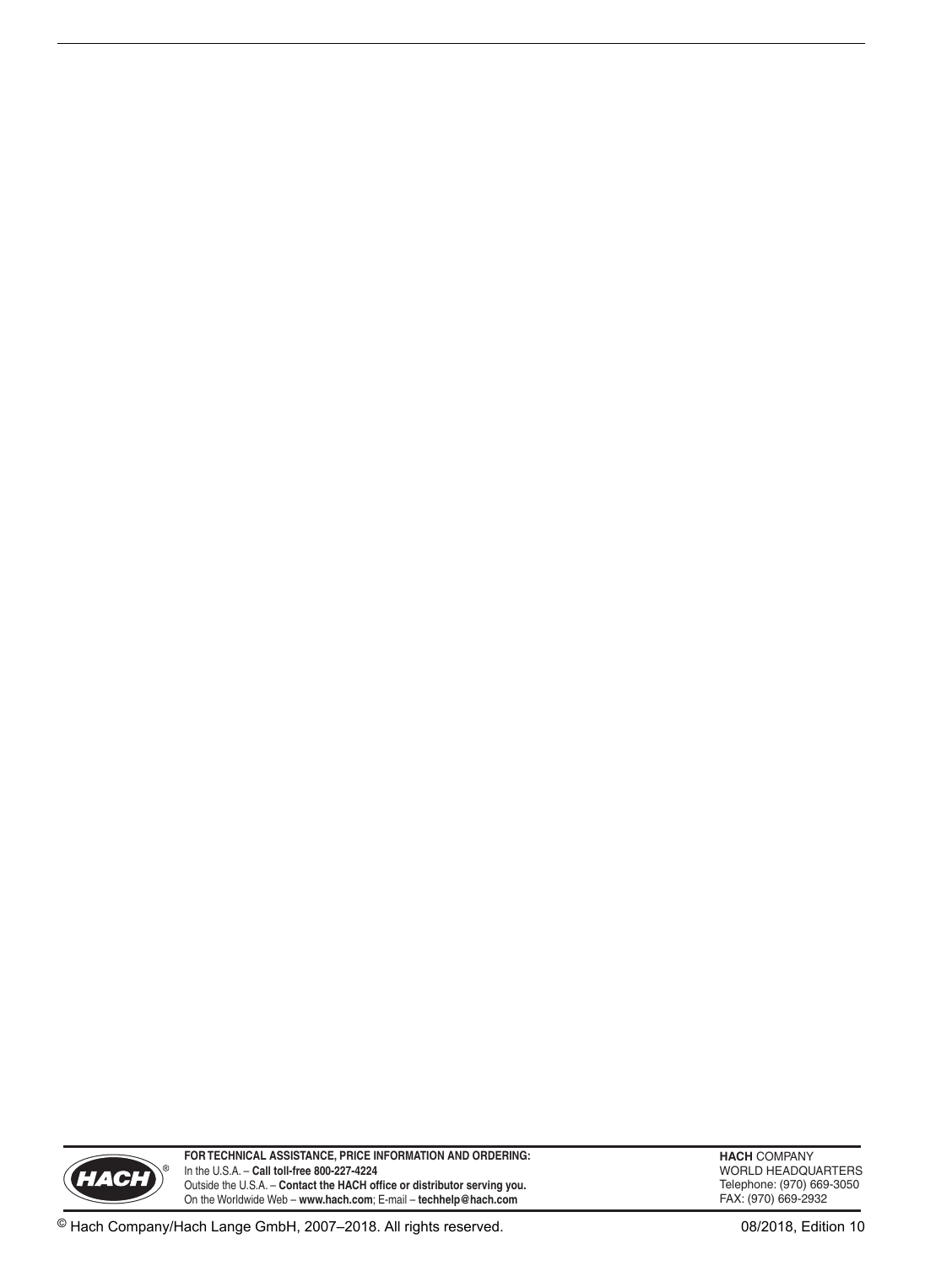**FOR TECHNICAL ASSISTANCE, PRICE INFORMATION AND ORDERING:**
In the U.S.A. – **Call toll-free 800-227-4224**
Outside the U.S.A. – **Contact the HACH office or distributor serving you.**
On the Worldwide Web – **www.hach.com**; E-mail – **techhelp@hach.com**

**HACH** COMPANY
WORLD HEADQUARTERS
Telephone: (970) 669-3050
FAX: (970) 669-2932

© Hach Company/Hach Lange GmbH, 2007–2018. All rights reserved.

08/2018, Edition 10